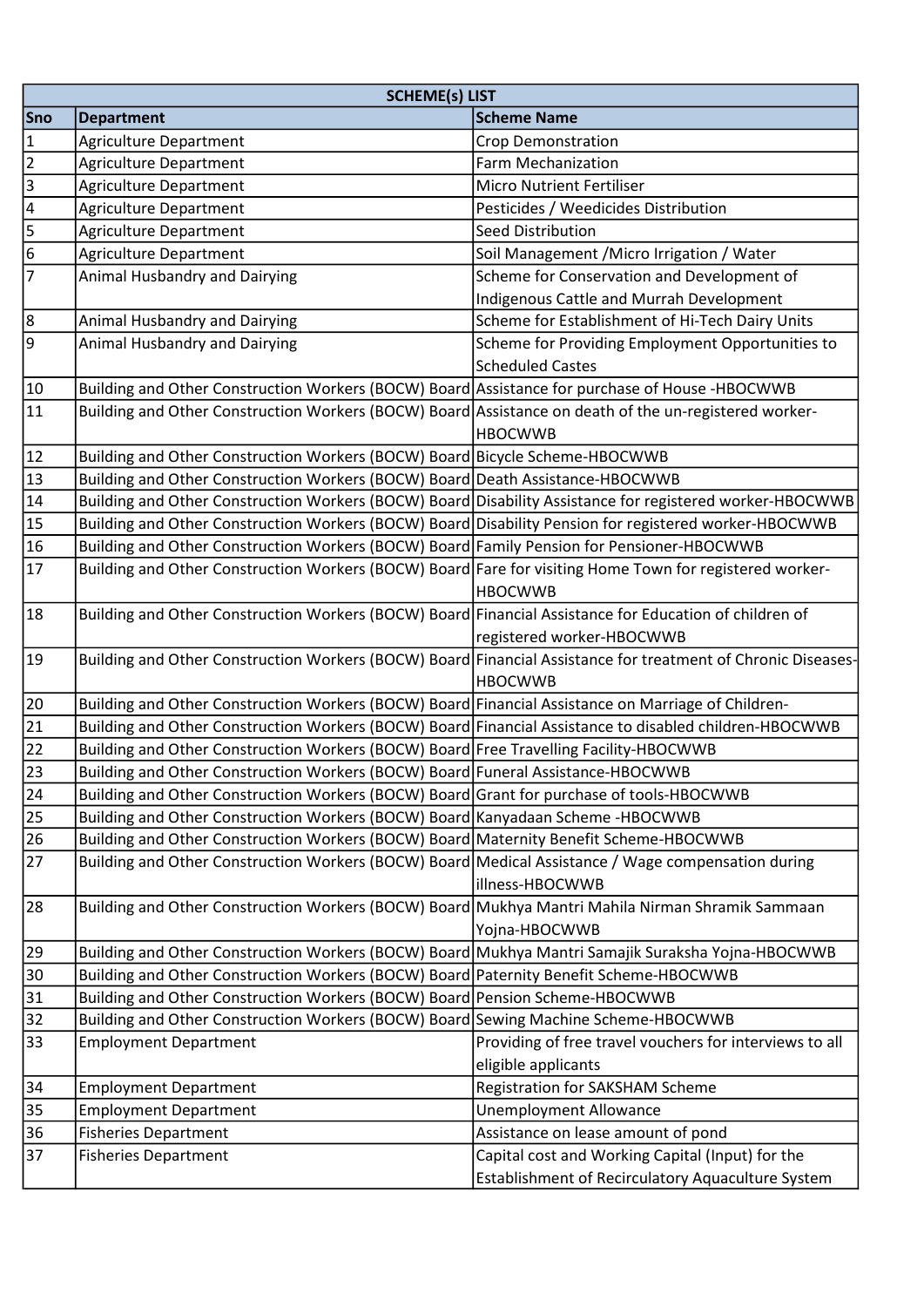| SCHEME(s) LIST | | |
|---|---|---|
| **Sno** | **Department** | **Scheme Name** |
| 1 | Agriculture Department | Crop Demonstration |
| 2 | Agriculture Department | Farm Mechanization |
| 3 | Agriculture Department | Micro Nutrient Fertiliser |
| 4 | Agriculture Department | Pesticides / Weedicides Distribution |
| 5 | Agriculture Department | Seed Distribution |
| 6 | Agriculture Department | Soil Management /Micro Irrigation / Water |
| 7 | Animal Husbandry and Dairying | Scheme for Conservation and Development of Indigenous Cattle and Murrah Development |
| 8 | Animal Husbandry and Dairying | Scheme for Establishment of Hi-Tech Dairy Units |
| 9 | Animal Husbandry and Dairying | Scheme for Providing Employment Opportunities to Scheduled Castes |
| 10 | Building and Other Construction Workers (BOCW) Board | Assistance for purchase of House -HBOCWWB |
| 11 | Building and Other Construction Workers (BOCW) Board | Assistance on death of the un-registered worker-HBOCWWB |
| 12 | Building and Other Construction Workers (BOCW) Board | Bicycle Scheme-HBOCWWB |
| 13 | Building and Other Construction Workers (BOCW) Board | Death Assistance-HBOCWWB |
| 14 | Building and Other Construction Workers (BOCW) Board | Disability Assistance for registered worker-HBOCWWB |
| 15 | Building and Other Construction Workers (BOCW) Board | Disability Pension for registered worker-HBOCWWB |
| 16 | Building and Other Construction Workers (BOCW) Board | Family Pension for Pensioner-HBOCWWB |
| 17 | Building and Other Construction Workers (BOCW) Board | Fare for visiting Home Town for registered worker-HBOCWWB |
| 18 | Building and Other Construction Workers (BOCW) Board | Financial Assistance for Education of children of registered worker-HBOCWWB |
| 19 | Building and Other Construction Workers (BOCW) Board | Financial Assistance for treatment of Chronic Diseases-HBOCWWB |
| 20 | Building and Other Construction Workers (BOCW) Board | Financial Assistance on Marriage of Children- |
| 21 | Building and Other Construction Workers (BOCW) Board | Financial Assistance to disabled children-HBOCWWB |
| 22 | Building and Other Construction Workers (BOCW) Board | Free Travelling Facility-HBOCWWB |
| 23 | Building and Other Construction Workers (BOCW) Board | Funeral Assistance-HBOCWWB |
| 24 | Building and Other Construction Workers (BOCW) Board | Grant for purchase of tools-HBOCWWB |
| 25 | Building and Other Construction Workers (BOCW) Board | Kanyadaan Scheme -HBOCWWB |
| 26 | Building and Other Construction Workers (BOCW) Board | Maternity Benefit Scheme-HBOCWWB |
| 27 | Building and Other Construction Workers (BOCW) Board | Medical Assistance / Wage compensation during illness-HBOCWWB |
| 28 | Building and Other Construction Workers (BOCW) Board | Mukhya Mantri Mahila Nirman Shramik Sammaan Yojna-HBOCWWB |
| 29 | Building and Other Construction Workers (BOCW) Board | Mukhya Mantri Samajik Suraksha Yojna-HBOCWWB |
| 30 | Building and Other Construction Workers (BOCW) Board | Paternity Benefit Scheme-HBOCWWB |
| 31 | Building and Other Construction Workers (BOCW) Board | Pension Scheme-HBOCWWB |
| 32 | Building and Other Construction Workers (BOCW) Board | Sewing Machine Scheme-HBOCWWB |
| 33 | Employment Department | Providing of free travel vouchers for interviews to all eligible applicants |
| 34 | Employment Department | Registration for SAKSHAM Scheme |
| 35 | Employment Department | Unemployment Allowance |
| 36 | Fisheries Department | Assistance on lease amount of pond |
| 37 | Fisheries Department | Capital cost and Working Capital (Input) for the Establishment of Recirculatory Aquaculture System |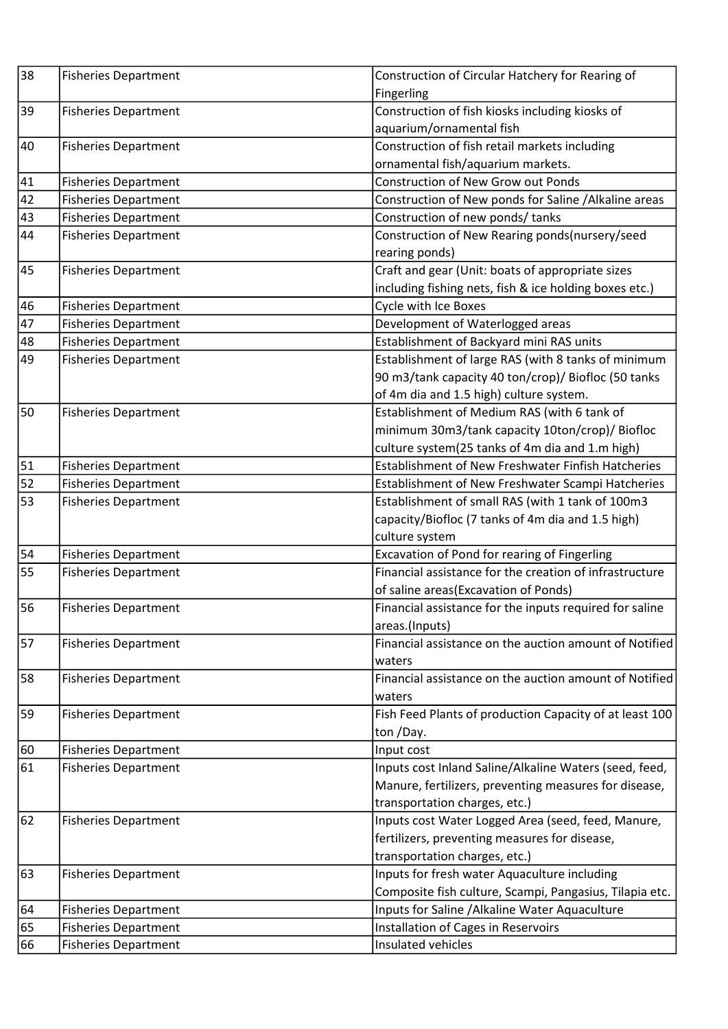| 38 | Fisheries Department | Construction of Circular Hatchery for Rearing of Fingerling |
|---|---|---|
| 39 | Fisheries Department | Construction of fish kiosks including kiosks of aquarium/ornamental fish |
| 40 | Fisheries Department | Construction of fish retail markets including ornamental fish/aquarium markets. |
| 41 | Fisheries Department | Construction of New Grow out Ponds |
| 42 | Fisheries Department | Construction of New ponds for Saline /Alkaline areas |
| 43 | Fisheries Department | Construction of new ponds/ tanks |
| 44 | Fisheries Department | Construction of New Rearing ponds(nursery/seed rearing ponds) |
| 45 | Fisheries Department | Craft and gear (Unit: boats of appropriate sizes including fishing nets, fish & ice holding boxes etc.) |
| 46 | Fisheries Department | Cycle with Ice Boxes |
| 47 | Fisheries Department | Development of Waterlogged areas |
| 48 | Fisheries Department | Establishment of Backyard mini RAS units |
| 49 | Fisheries Department | Establishment of large RAS (with 8 tanks of minimum 90 m3/tank capacity 40 ton/crop)/ Biofloc (50 tanks of 4m dia and 1.5 high) culture system. |
| 50 | Fisheries Department | Establishment of Medium RAS (with 6 tank of minimum 30m3/tank capacity 10ton/crop)/ Biofloc culture system(25 tanks of 4m dia and 1.m high) |
| 51 | Fisheries Department | Establishment of New Freshwater Finfish Hatcheries |
| 52 | Fisheries Department | Establishment of New Freshwater Scampi Hatcheries |
| 53 | Fisheries Department | Establishment of small RAS (with 1 tank of 100m3 capacity/Biofloc (7 tanks of 4m dia and 1.5 high) culture system |
| 54 | Fisheries Department | Excavation of Pond for rearing of Fingerling |
| 55 | Fisheries Department | Financial assistance for the creation of infrastructure of saline areas(Excavation of Ponds) |
| 56 | Fisheries Department | Financial assistance for the inputs required for saline areas.(Inputs) |
| 57 | Fisheries Department | Financial assistance on the auction amount of Notified waters |
| 58 | Fisheries Department | Financial assistance on the auction amount of Notified waters |
| 59 | Fisheries Department | Fish Feed Plants of production Capacity of at least 100 ton /Day. |
| 60 | Fisheries Department | Input cost |
| 61 | Fisheries Department | Inputs cost Inland Saline/Alkaline Waters (seed, feed, Manure, fertilizers, preventing measures for disease, transportation charges, etc.) |
| 62 | Fisheries Department | Inputs cost Water Logged Area (seed, feed, Manure, fertilizers, preventing measures for disease, transportation charges, etc.) |
| 63 | Fisheries Department | Inputs for fresh water Aquaculture including Composite fish culture, Scampi, Pangasius, Tilapia etc. |
| 64 | Fisheries Department | Inputs for Saline /Alkaline Water Aquaculture |
| 65 | Fisheries Department | Installation of Cages in Reservoirs |
| 66 | Fisheries Department | Insulated vehicles |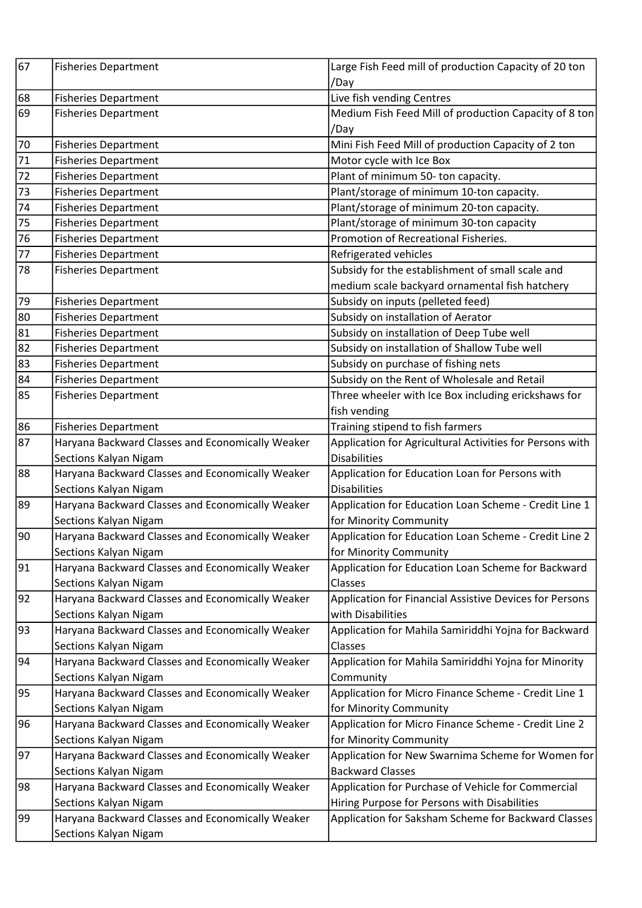| 67 | Fisheries Department | Large Fish Feed mill of production Capacity of 20 ton /Day |
|---|---|---|
| 68 | Fisheries Department | Live fish vending Centres |
| 69 | Fisheries Department | Medium Fish Feed Mill of production Capacity of 8 ton /Day |
| 70 | Fisheries Department | Mini Fish Feed Mill of production Capacity of 2 ton |
| 71 | Fisheries Department | Motor cycle with Ice Box |
| 72 | Fisheries Department | Plant of minimum 50- ton capacity. |
| 73 | Fisheries Department | Plant/storage of minimum 10-ton capacity. |
| 74 | Fisheries Department | Plant/storage of minimum 20-ton capacity. |
| 75 | Fisheries Department | Plant/storage of minimum 30-ton capacity |
| 76 | Fisheries Department | Promotion of Recreational Fisheries. |
| 77 | Fisheries Department | Refrigerated vehicles |
| 78 | Fisheries Department | Subsidy for the establishment of small scale and medium scale backyard ornamental fish hatchery |
| 79 | Fisheries Department | Subsidy on inputs (pelleted feed) |
| 80 | Fisheries Department | Subsidy on installation of Aerator |
| 81 | Fisheries Department | Subsidy on installation of Deep Tube well |
| 82 | Fisheries Department | Subsidy on installation of Shallow Tube well |
| 83 | Fisheries Department | Subsidy on purchase of fishing nets |
| 84 | Fisheries Department | Subsidy on the Rent of Wholesale and Retail |
| 85 | Fisheries Department | Three wheeler with Ice Box including erickshaws for fish vending |
| 86 | Fisheries Department | Training stipend to fish farmers |
| 87 | Haryana Backward Classes and Economically Weaker Sections Kalyan Nigam | Application for Agricultural Activities for Persons with Disabilities |
| 88 | Haryana Backward Classes and Economically Weaker Sections Kalyan Nigam | Application for Education Loan for Persons with Disabilities |
| 89 | Haryana Backward Classes and Economically Weaker Sections Kalyan Nigam | Application for Education Loan Scheme - Credit Line 1 for Minority Community |
| 90 | Haryana Backward Classes and Economically Weaker Sections Kalyan Nigam | Application for Education Loan Scheme - Credit Line 2 for Minority Community |
| 91 | Haryana Backward Classes and Economically Weaker Sections Kalyan Nigam | Application for Education Loan Scheme for Backward Classes |
| 92 | Haryana Backward Classes and Economically Weaker Sections Kalyan Nigam | Application for Financial Assistive Devices for Persons with Disabilities |
| 93 | Haryana Backward Classes and Economically Weaker Sections Kalyan Nigam | Application for Mahila Samiriddhi Yojna for Backward Classes |
| 94 | Haryana Backward Classes and Economically Weaker Sections Kalyan Nigam | Application for Mahila Samiriddhi Yojna for Minority Community |
| 95 | Haryana Backward Classes and Economically Weaker Sections Kalyan Nigam | Application for Micro Finance Scheme - Credit Line 1 for Minority Community |
| 96 | Haryana Backward Classes and Economically Weaker Sections Kalyan Nigam | Application for Micro Finance Scheme - Credit Line 2 for Minority Community |
| 97 | Haryana Backward Classes and Economically Weaker Sections Kalyan Nigam | Application for New Swarnima Scheme for Women for Backward Classes |
| 98 | Haryana Backward Classes and Economically Weaker Sections Kalyan Nigam | Application for Purchase of Vehicle for Commercial Hiring Purpose for Persons with Disabilities |
| 99 | Haryana Backward Classes and Economically Weaker Sections Kalyan Nigam | Application for Saksham Scheme for Backward Classes |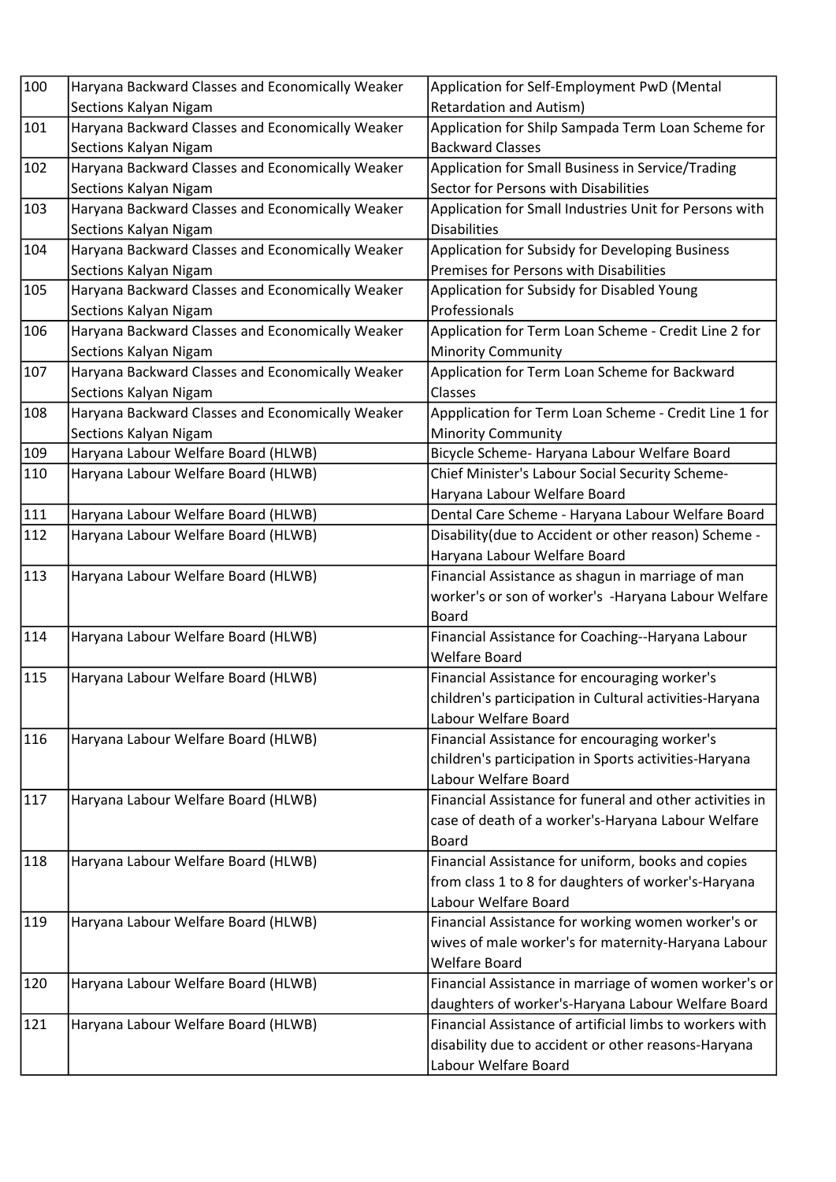| 100 | Haryana Backward Classes and Economically Weaker Sections Kalyan Nigam | Application for Self-Employment PwD (Mental Retardation and Autism) |
|---|---|---|
| 101 | Haryana Backward Classes and Economically Weaker Sections Kalyan Nigam | Application for Shilp Sampada Term Loan Scheme for Backward Classes |
| 102 | Haryana Backward Classes and Economically Weaker Sections Kalyan Nigam | Application for Small Business in Service/Trading Sector for Persons with Disabilities |
| 103 | Haryana Backward Classes and Economically Weaker Sections Kalyan Nigam | Application for Small Industries Unit for Persons with Disabilities |
| 104 | Haryana Backward Classes and Economically Weaker Sections Kalyan Nigam | Application for Subsidy for Developing Business Premises for Persons with Disabilities |
| 105 | Haryana Backward Classes and Economically Weaker Sections Kalyan Nigam | Application for Subsidy for Disabled Young Professionals |
| 106 | Haryana Backward Classes and Economically Weaker Sections Kalyan Nigam | Application for Term Loan Scheme - Credit Line 2 for Minority Community |
| 107 | Haryana Backward Classes and Economically Weaker Sections Kalyan Nigam | Application for Term Loan Scheme for Backward Classes |
| 108 | Haryana Backward Classes and Economically Weaker Sections Kalyan Nigam | Appplication for Term Loan Scheme - Credit Line 1 for Minority Community |
| 109 | Haryana Labour Welfare Board (HLWB) | Bicycle Scheme- Haryana Labour Welfare Board |
| 110 | Haryana Labour Welfare Board (HLWB) | Chief Minister's Labour Social Security Scheme-Haryana Labour Welfare Board |
| 111 | Haryana Labour Welfare Board (HLWB) | Dental Care Scheme - Haryana Labour Welfare Board |
| 112 | Haryana Labour Welfare Board (HLWB) | Disability(due to Accident or other reason) Scheme - Haryana Labour Welfare Board |
| 113 | Haryana Labour Welfare Board (HLWB) | Financial Assistance as shagun in marriage of man worker's or son of worker's -Haryana Labour Welfare Board |
| 114 | Haryana Labour Welfare Board (HLWB) | Financial Assistance for Coaching--Haryana Labour Welfare Board |
| 115 | Haryana Labour Welfare Board (HLWB) | Financial Assistance for encouraging worker's children's participation in Cultural activities-Haryana Labour Welfare Board |
| 116 | Haryana Labour Welfare Board (HLWB) | Financial Assistance for encouraging worker's children's participation in Sports activities-Haryana Labour Welfare Board |
| 117 | Haryana Labour Welfare Board (HLWB) | Financial Assistance for funeral and other activities in case of death of a worker's-Haryana Labour Welfare Board |
| 118 | Haryana Labour Welfare Board (HLWB) | Financial Assistance for uniform, books and copies from class 1 to 8 for daughters of worker's-Haryana Labour Welfare Board |
| 119 | Haryana Labour Welfare Board (HLWB) | Financial Assistance for working women worker's or wives of male worker's for maternity-Haryana Labour Welfare Board |
| 120 | Haryana Labour Welfare Board (HLWB) | Financial Assistance in marriage of women worker's or daughters of worker's-Haryana Labour Welfare Board |
| 121 | Haryana Labour Welfare Board (HLWB) | Financial Assistance of artificial limbs to workers with disability due to accident or other reasons-Haryana Labour Welfare Board |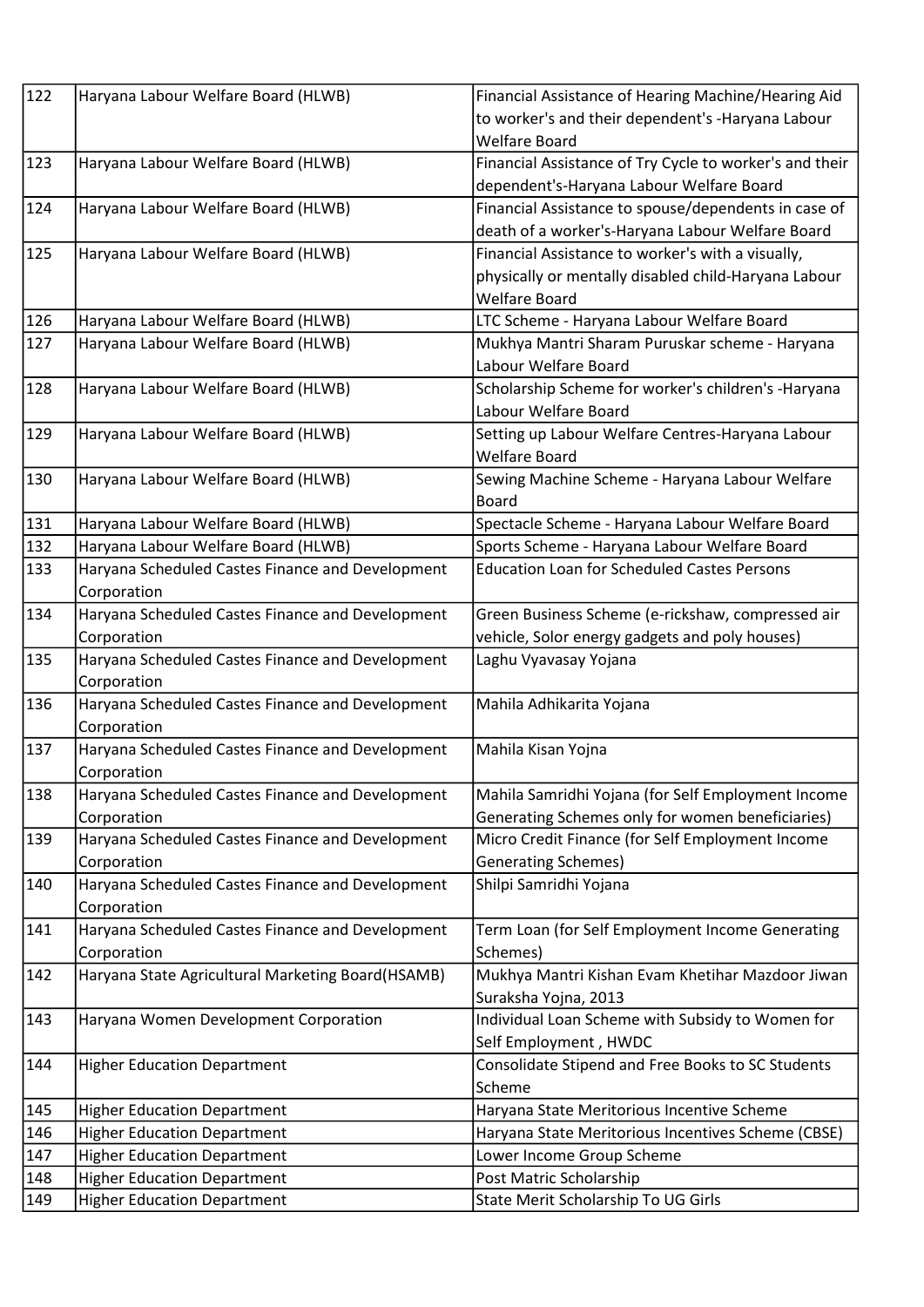| 122 | Haryana Labour Welfare Board (HLWB) | Financial Assistance of Hearing Machine/Hearing Aid to worker's and their dependent's -Haryana Labour Welfare Board |
|---|---|---|
| 123 | Haryana Labour Welfare Board (HLWB) | Financial Assistance of Try Cycle to worker's and their dependent's-Haryana Labour Welfare Board |
| 124 | Haryana Labour Welfare Board (HLWB) | Financial Assistance to spouse/dependents in case of death of a worker's-Haryana Labour Welfare Board |
| 125 | Haryana Labour Welfare Board (HLWB) | Financial Assistance to worker's with a visually, physically or mentally disabled child-Haryana Labour Welfare Board |
| 126 | Haryana Labour Welfare Board (HLWB) | LTC Scheme - Haryana Labour Welfare Board |
| 127 | Haryana Labour Welfare Board (HLWB) | Mukhya Mantri Sharam Puruskar scheme - Haryana Labour Welfare Board |
| 128 | Haryana Labour Welfare Board (HLWB) | Scholarship Scheme for worker's children's -Haryana Labour Welfare Board |
| 129 | Haryana Labour Welfare Board (HLWB) | Setting up Labour Welfare Centres-Haryana Labour Welfare Board |
| 130 | Haryana Labour Welfare Board (HLWB) | Sewing Machine Scheme - Haryana Labour Welfare Board |
| 131 | Haryana Labour Welfare Board (HLWB) | Spectacle Scheme - Haryana Labour Welfare Board |
| 132 | Haryana Labour Welfare Board (HLWB) | Sports Scheme - Haryana Labour Welfare Board |
| 133 | Haryana Scheduled Castes Finance and Development Corporation | Education Loan for Scheduled Castes Persons |
| 134 | Haryana Scheduled Castes Finance and Development Corporation | Green Business Scheme (e-rickshaw, compressed air vehicle, Solor energy gadgets and poly houses) |
| 135 | Haryana Scheduled Castes Finance and Development Corporation | Laghu Vyavasay Yojana |
| 136 | Haryana Scheduled Castes Finance and Development Corporation | Mahila Adhikarita Yojana |
| 137 | Haryana Scheduled Castes Finance and Development Corporation | Mahila Kisan Yojna |
| 138 | Haryana Scheduled Castes Finance and Development Corporation | Mahila Samridhi Yojana (for Self Employment Income Generating Schemes only for women beneficiaries) |
| 139 | Haryana Scheduled Castes Finance and Development Corporation | Micro Credit Finance (for Self Employment Income Generating Schemes) |
| 140 | Haryana Scheduled Castes Finance and Development Corporation | Shilpi Samridhi Yojana |
| 141 | Haryana Scheduled Castes Finance and Development Corporation | Term Loan (for Self Employment Income Generating Schemes) |
| 142 | Haryana State Agricultural Marketing Board(HSAMB) | Mukhya Mantri Kishan Evam Khetihar Mazdoor Jiwan Suraksha Yojna, 2013 |
| 143 | Haryana Women Development Corporation | Individual Loan Scheme with Subsidy to Women for Self Employment , HWDC |
| 144 | Higher Education Department | Consolidate Stipend and Free Books to SC Students Scheme |
| 145 | Higher Education Department | Haryana State Meritorious Incentive Scheme |
| 146 | Higher Education Department | Haryana State Meritorious Incentives Scheme (CBSE) |
| 147 | Higher Education Department | Lower Income Group Scheme |
| 148 | Higher Education Department | Post Matric Scholarship |
| 149 | Higher Education Department | State Merit Scholarship To UG Girls |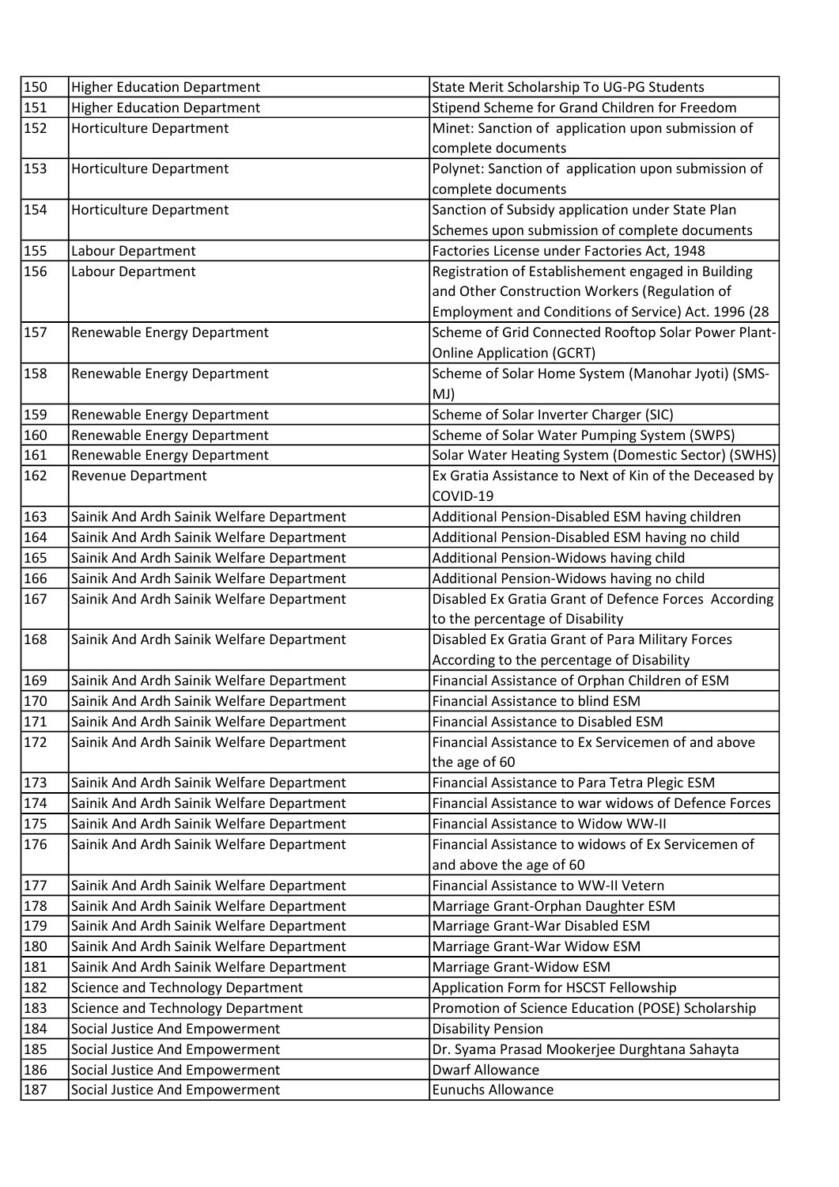| 150 | Higher Education Department | State Merit Scholarship To UG-PG Students |
|---|---|---|
| 151 | Higher Education Department | Stipend Scheme for Grand Children for Freedom |
| 152 | Horticulture Department | Minet: Sanction of application upon submission of complete documents |
| 153 | Horticulture Department | Polynet: Sanction of application upon submission of complete documents |
| 154 | Horticulture Department | Sanction of Subsidy application under State Plan Schemes upon submission of complete documents |
| 155 | Labour Department | Factories License under Factories Act, 1948 |
| 156 | Labour Department | Registration of Establishement engaged in Building and Other Construction Workers (Regulation of Employment and Conditions of Service) Act. 1996 (28 |
| 157 | Renewable Energy Department | Scheme of Grid Connected Rooftop Solar Power Plant-Online Application (GCRT) |
| 158 | Renewable Energy Department | Scheme of Solar Home System (Manohar Jyoti) (SMS-MJ) |
| 159 | Renewable Energy Department | Scheme of Solar Inverter Charger (SIC) |
| 160 | Renewable Energy Department | Scheme of Solar Water Pumping System (SWPS) |
| 161 | Renewable Energy Department | Solar Water Heating System (Domestic Sector) (SWHS) |
| 162 | Revenue Department | Ex Gratia Assistance to Next of Kin of the Deceased by COVID-19 |
| 163 | Sainik And Ardh Sainik Welfare Department | Additional Pension-Disabled ESM having children |
| 164 | Sainik And Ardh Sainik Welfare Department | Additional Pension-Disabled ESM having no child |
| 165 | Sainik And Ardh Sainik Welfare Department | Additional Pension-Widows having child |
| 166 | Sainik And Ardh Sainik Welfare Department | Additional Pension-Widows having no child |
| 167 | Sainik And Ardh Sainik Welfare Department | Disabled Ex Gratia Grant of Defence Forces According to the percentage of Disability |
| 168 | Sainik And Ardh Sainik Welfare Department | Disabled Ex Gratia Grant of Para Military Forces According to the percentage of Disability |
| 169 | Sainik And Ardh Sainik Welfare Department | Financial Assistance of Orphan Children of ESM |
| 170 | Sainik And Ardh Sainik Welfare Department | Financial Assistance to blind ESM |
| 171 | Sainik And Ardh Sainik Welfare Department | Financial Assistance to Disabled ESM |
| 172 | Sainik And Ardh Sainik Welfare Department | Financial Assistance to Ex Servicemen of and above the age of 60 |
| 173 | Sainik And Ardh Sainik Welfare Department | Financial Assistance to Para Tetra Plegic ESM |
| 174 | Sainik And Ardh Sainik Welfare Department | Financial Assistance to war widows of Defence Forces |
| 175 | Sainik And Ardh Sainik Welfare Department | Financial Assistance to Widow WW-II |
| 176 | Sainik And Ardh Sainik Welfare Department | Financial Assistance to widows of Ex Servicemen of and above the age of 60 |
| 177 | Sainik And Ardh Sainik Welfare Department | Financial Assistance to WW-II Vetern |
| 178 | Sainik And Ardh Sainik Welfare Department | Marriage Grant-Orphan Daughter ESM |
| 179 | Sainik And Ardh Sainik Welfare Department | Marriage Grant-War Disabled ESM |
| 180 | Sainik And Ardh Sainik Welfare Department | Marriage Grant-War Widow ESM |
| 181 | Sainik And Ardh Sainik Welfare Department | Marriage Grant-Widow ESM |
| 182 | Science and Technology Department | Application Form for HSCST Fellowship |
| 183 | Science and Technology Department | Promotion of Science Education (POSE) Scholarship |
| 184 | Social Justice And Empowerment | Disability Pension |
| 185 | Social Justice And Empowerment | Dr. Syama Prasad Mookerjee Durghtana Sahayta |
| 186 | Social Justice And Empowerment | Dwarf Allowance |
| 187 | Social Justice And Empowerment | Eunuchs Allowance |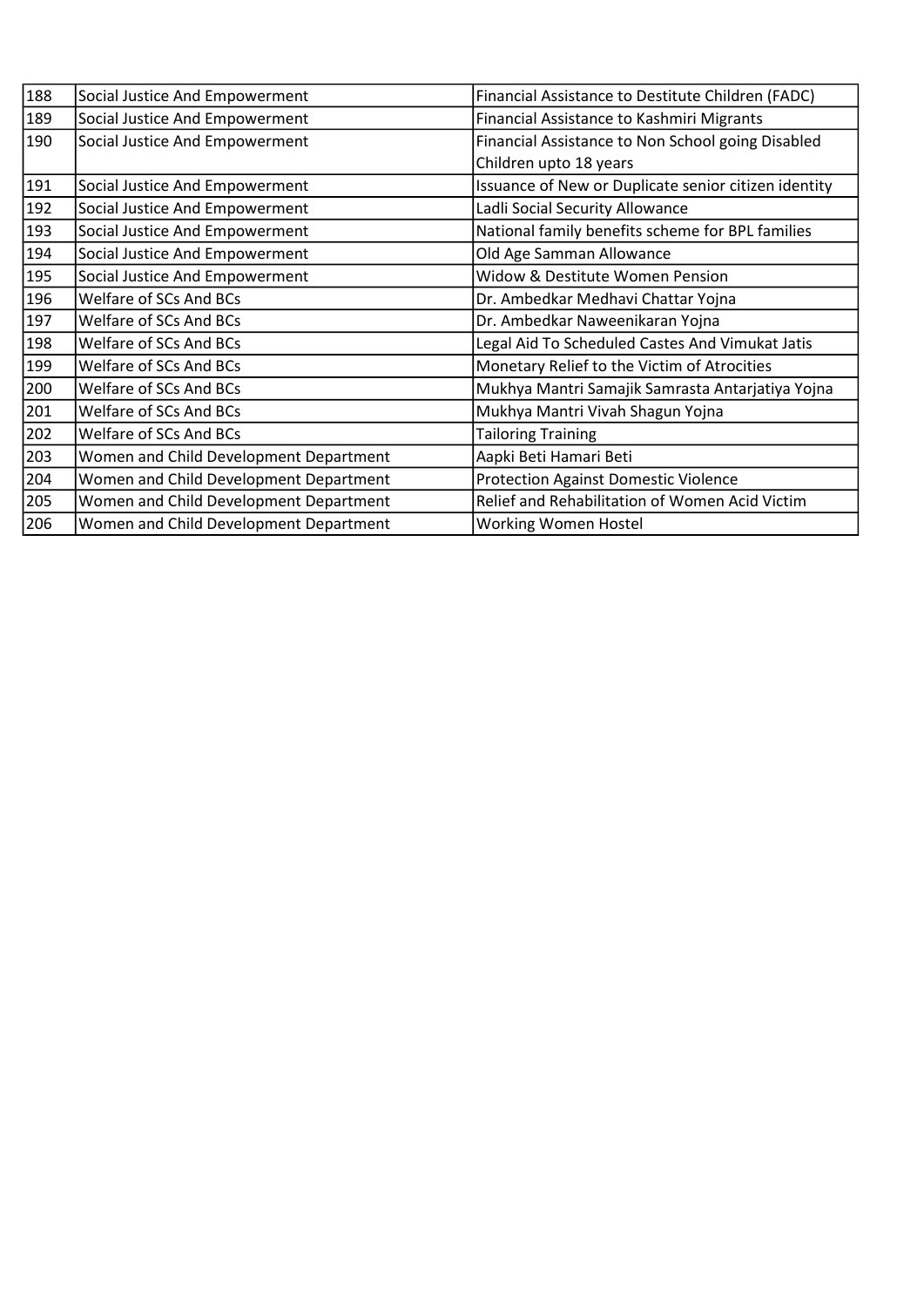| | | |
|---|---|---|
| 188 | Social Justice And Empowerment | Financial Assistance to Destitute Children (FADC) |
| 189 | Social Justice And Empowerment | Financial Assistance to Kashmiri Migrants |
| 190 | Social Justice And Empowerment | Financial Assistance to Non School going Disabled Children upto 18 years |
| 191 | Social Justice And Empowerment | Issuance of New or Duplicate senior citizen identity |
| 192 | Social Justice And Empowerment | Ladli Social Security Allowance |
| 193 | Social Justice And Empowerment | National family benefits scheme for BPL families |
| 194 | Social Justice And Empowerment | Old Age Samman Allowance |
| 195 | Social Justice And Empowerment | Widow & Destitute Women Pension |
| 196 | Welfare of SCs And BCs | Dr. Ambedkar Medhavi Chattar Yojna |
| 197 | Welfare of SCs And BCs | Dr. Ambedkar Naweenikaran Yojna |
| 198 | Welfare of SCs And BCs | Legal Aid To Scheduled Castes And Vimukat Jatis |
| 199 | Welfare of SCs And BCs | Monetary Relief to the Victim of Atrocities |
| 200 | Welfare of SCs And BCs | Mukhya Mantri Samajik Samrasta Antarjatiya Yojna |
| 201 | Welfare of SCs And BCs | Mukhya Mantri Vivah Shagun Yojna |
| 202 | Welfare of SCs And BCs | Tailoring Training |
| 203 | Women and Child Development Department | Aapki Beti Hamari Beti |
| 204 | Women and Child Development Department | Protection Against Domestic Violence |
| 205 | Women and Child Development Department | Relief and Rehabilitation of Women Acid Victim |
| 206 | Women and Child Development Department | Working Women Hostel |